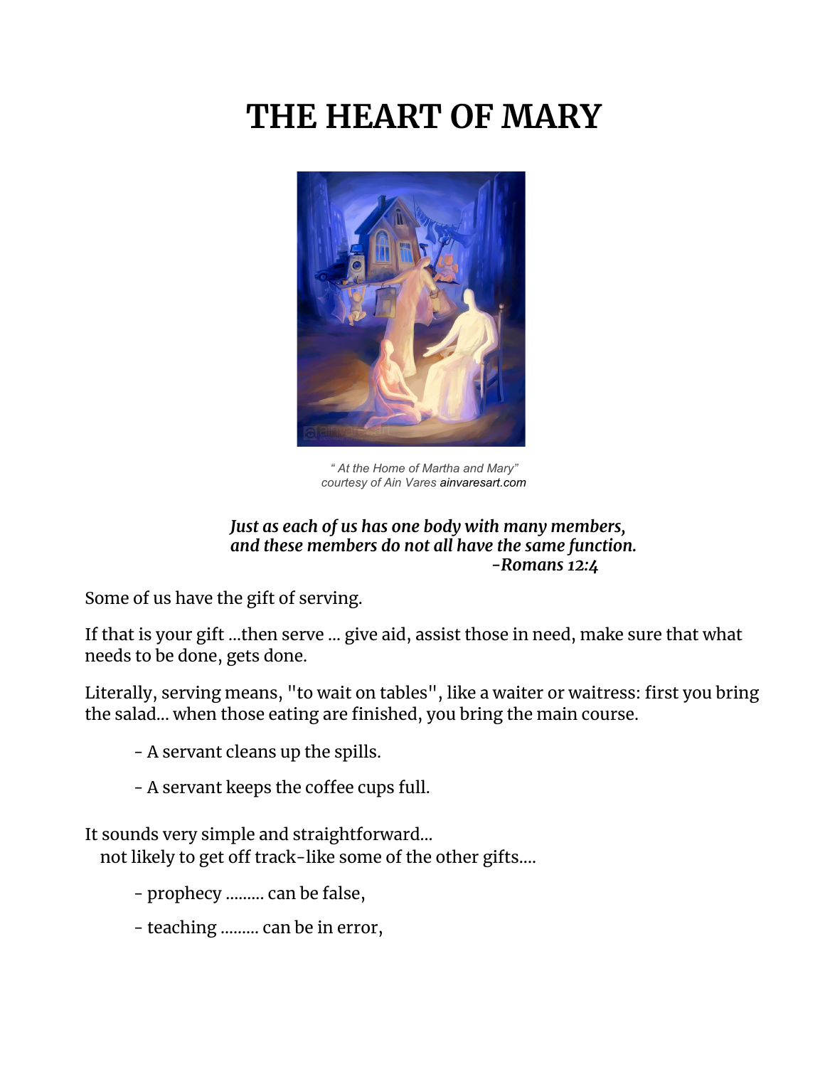# THE HEART OF MARY

*" At the Home of Martha and Mary"*
*courtesy of Ain Vares* ainvaresart.com

***Just as each of us has one body with many members,***
***and these members do not all have the same function.***
***-Romans 12:4***

Some of us have the gift of serving.

If that is your gift ...then serve ... give aid, assist those in need, make sure that what needs to be done, gets done.

Literally, serving means, "to wait on tables", like a waiter or waitress: first you bring the salad... when those eating are finished, you bring the main course.

- A servant cleans up the spills.

- A servant keeps the coffee cups full.

It sounds very simple and straightforward...
not likely to get off track-like some of the other gifts....

- prophecy ......... can be false,

- teaching ......... can be in error,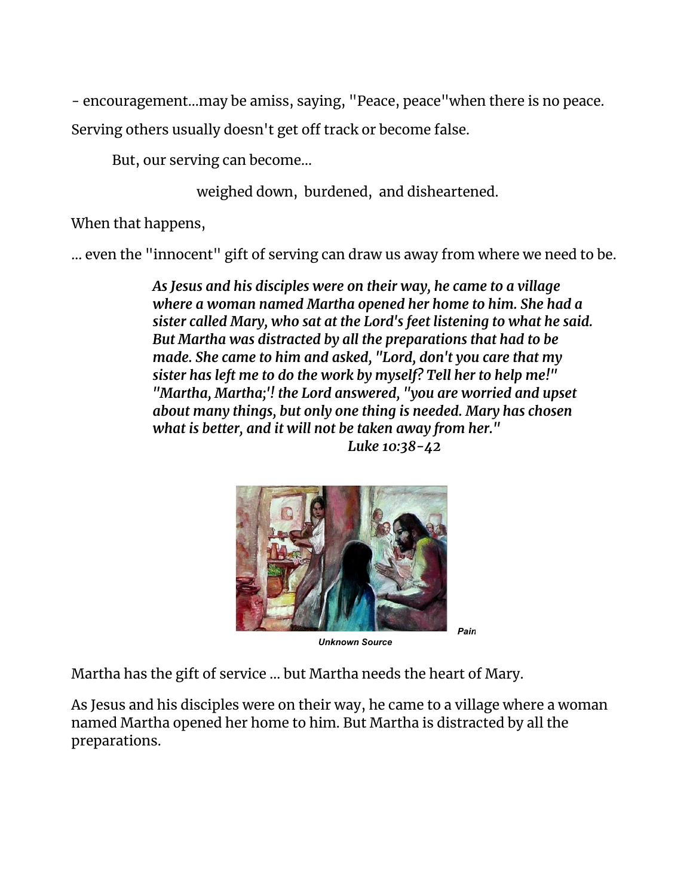- encouragement...may be amiss, saying, "Peace, peace"when there is no peace.

Serving others usually doesn't get off track or become false.

But, our serving can become...

weighed down, burdened, and disheartened.

When that happens,

... even the "innocent" gift of serving can draw us away from where we need to be.

> ***As Jesus and his disciples were on their way, he came to a village where a woman named Martha opened her home to him. She had a sister called Mary, who sat at the Lord's feet listening to what he said. But Martha was distracted by all the preparations that had to be made. She came to him and asked, "Lord, don't you care that my sister has left me to do the work by myself? Tell her to help me!" "Martha, Martha;'! the Lord answered, "you are worried and upset about many things, but only one thing is needed. Mary has chosen what is better, and it will not be taken away from her."***
>
> ***Luke 10:38-42***

***Pain***

***Unknown Source***

Martha has the gift of service ... but Martha needs the heart of Mary.

As Jesus and his disciples were on their way, he came to a village where a woman named Martha opened her home to him. But Martha is distracted by all the preparations.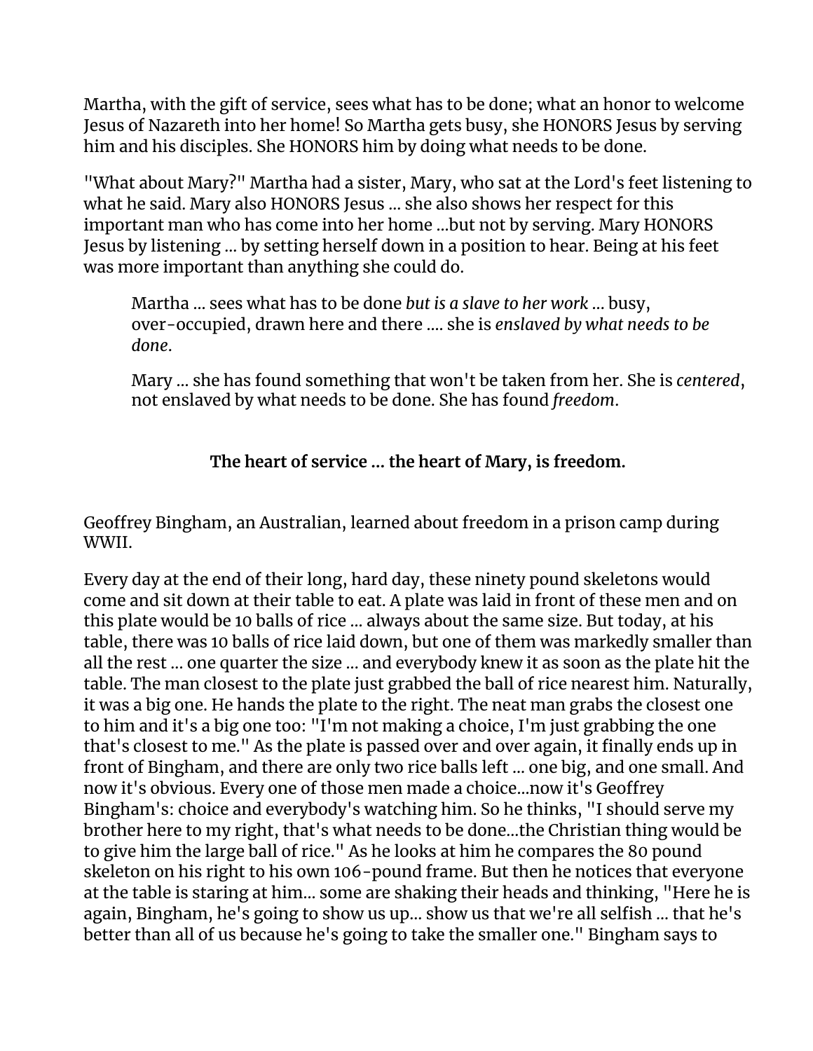Martha, with the gift of service, sees what has to be done; what an honor to welcome Jesus of Nazareth into her home! So Martha gets busy, she HONORS Jesus by serving him and his disciples. She HONORS him by doing what needs to be done.

"What about Mary?" Martha had a sister, Mary, who sat at the Lord's feet listening to what he said. Mary also HONORS Jesus ... she also shows her respect for this important man who has come into her home ...but not by serving. Mary HONORS Jesus by listening ... by setting herself down in a position to hear. Being at his feet was more important than anything she could do.

> Martha ... sees what has to be done *but is a slave to her work* ... busy, over-occupied, drawn here and there .... she is *enslaved by what needs to be done*.
>
> Mary ... she has found something that won't be taken from her. She is *centered*, not enslaved by what needs to be done. She has found *freedom*.

**The heart of service ... the heart of Mary, is freedom.**

Geoffrey Bingham, an Australian, learned about freedom in a prison camp during WWII.

Every day at the end of their long, hard day, these ninety pound skeletons would come and sit down at their table to eat. A plate was laid in front of these men and on this plate would be 10 balls of rice ... always about the same size. But today, at his table, there was 10 balls of rice laid down, but one of them was markedly smaller than all the rest ... one quarter the size ... and everybody knew it as soon as the plate hit the table. The man closest to the plate just grabbed the ball of rice nearest him. Naturally, it was a big one. He hands the plate to the right. The neat man grabs the closest one to him and it's a big one too: "I'm not making a choice, I'm just grabbing the one that's closest to me." As the plate is passed over and over again, it finally ends up in front of Bingham, and there are only two rice balls left ... one big, and one small. And now it's obvious. Every one of those men made a choice...now it's Geoffrey Bingham's: choice and everybody's watching him. So he thinks, "I should serve my brother here to my right, that's what needs to be done...the Christian thing would be to give him the large ball of rice." As he looks at him he compares the 80 pound skeleton on his right to his own 106-pound frame. But then he notices that everyone at the table is staring at him... some are shaking their heads and thinking, "Here he is again, Bingham, he's going to show us up... show us that we're all selfish ... that he's better than all of us because he's going to take the smaller one." Bingham says to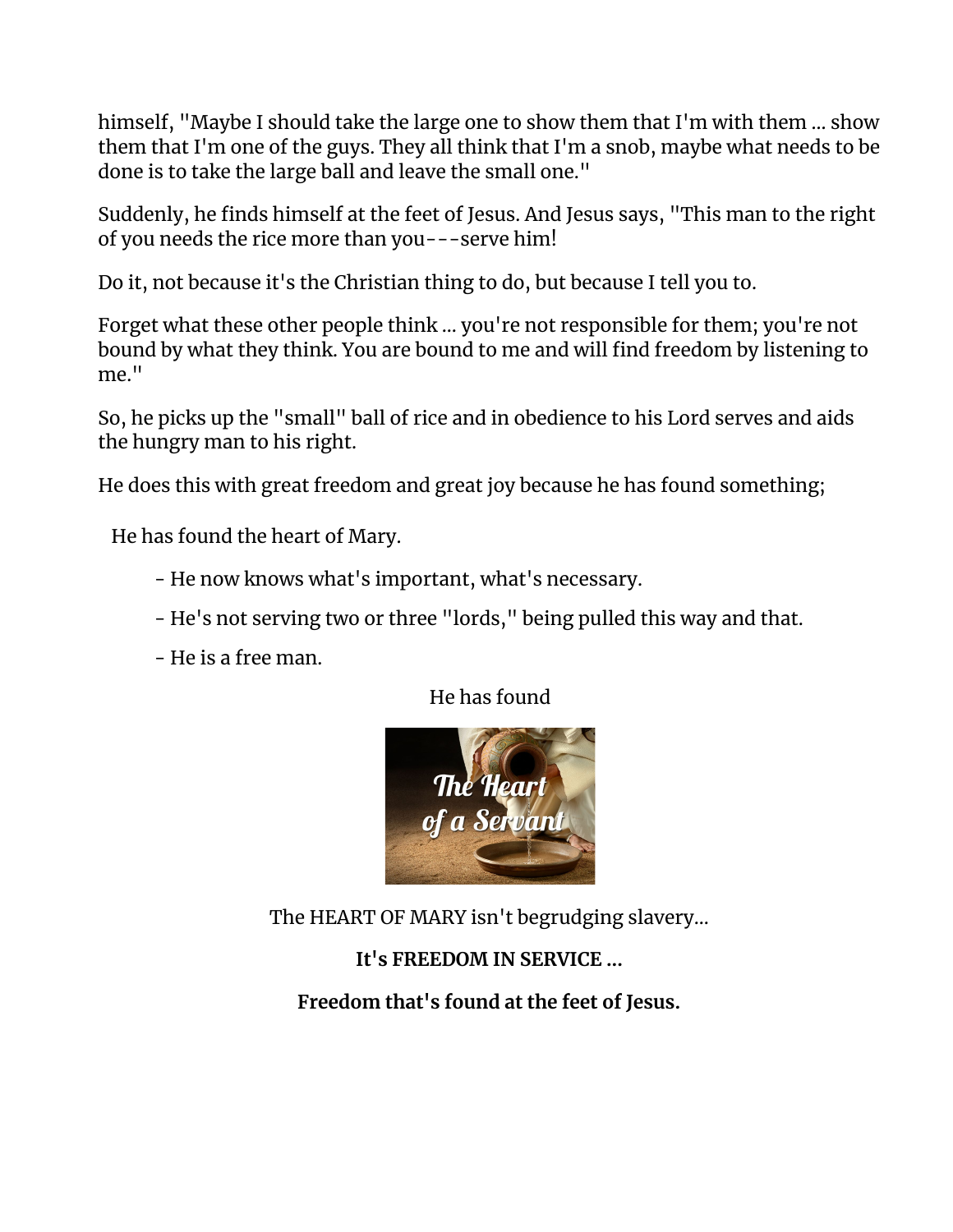himself, "Maybe I should take the large one to show them that I'm with them ... show them that I'm one of the guys. They all think that I'm a snob, maybe what needs to be done is to take the large ball and leave the small one."

Suddenly, he finds himself at the feet of Jesus. And Jesus says, "This man to the right of you needs the rice more than you---serve him!

Do it, not because it's the Christian thing to do, but because I tell you to.

Forget what these other people think ... you're not responsible for them; you're not bound by what they think. You are bound to me and will find freedom by listening to me."

So, he picks up the "small" ball of rice and in obedience to his Lord serves and aids the hungry man to his right.

He does this with great freedom and great joy because he has found something;

He has found the heart of Mary.

- He now knows what's important, what's necessary.
- He's not serving two or three "lords," being pulled this way and that.
- He is a free man.

He has found

The Heart of a Servant

The HEART OF MARY isn't begrudging slavery...

**It's FREEDOM IN SERVICE ...**

**Freedom that's found at the feet of Jesus.**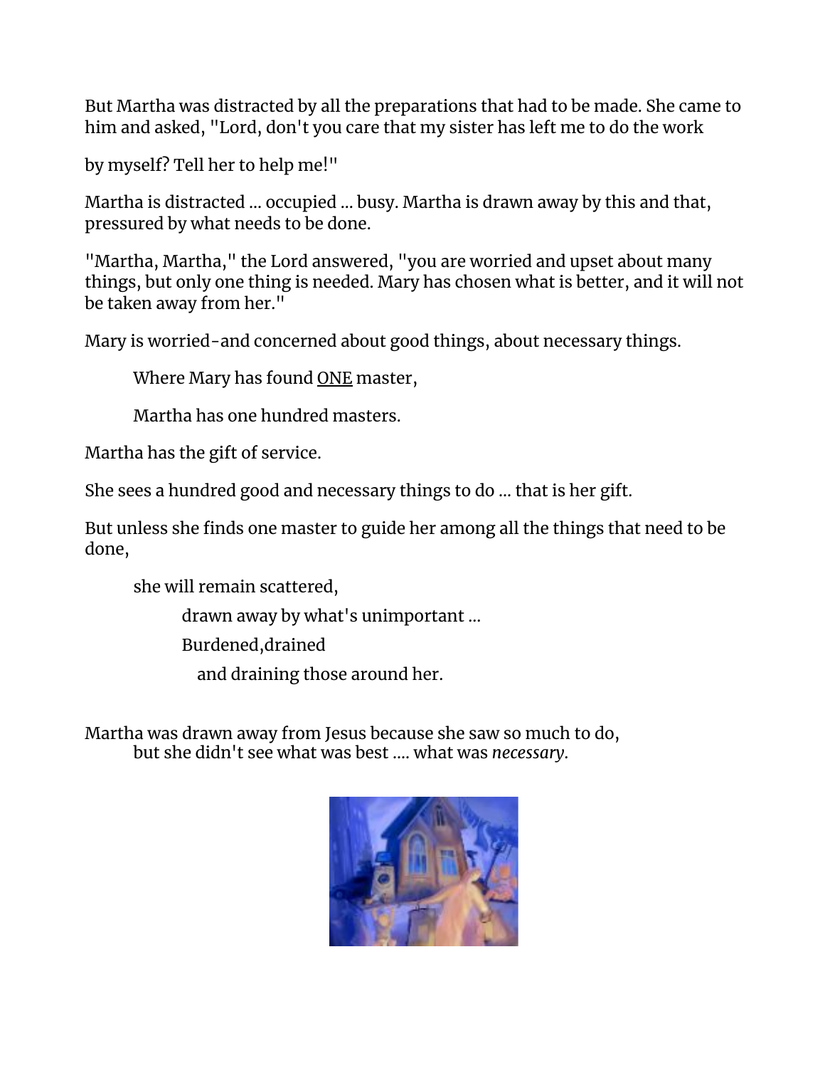But Martha was distracted by all the preparations that had to be made. She came to him and asked, "Lord, don't you care that my sister has left me to do the work

by myself? Tell her to help me!"

Martha is distracted ... occupied ... busy. Martha is drawn away by this and that, pressured by what needs to be done.

"Martha, Martha," the Lord answered, "you are worried and upset about many things, but only one thing is needed. Mary has chosen what is better, and it will not be taken away from her."

Mary is worried-and concerned about good things, about necessary things.

> Where Mary has found <u>ONE</u> master,
>
> Martha has one hundred masters.

Martha has the gift of service.

She sees a hundred good and necessary things to do ... that is her gift.

But unless she finds one master to guide her among all the things that need to be done,

> she will remain scattered,
>
> > drawn away by what's unimportant ...
> >
> > Burdened,drained
> >
> > and draining those around her.

Martha was drawn away from Jesus because she saw so much to do,
but she didn't see what was best .... what was *necessary*.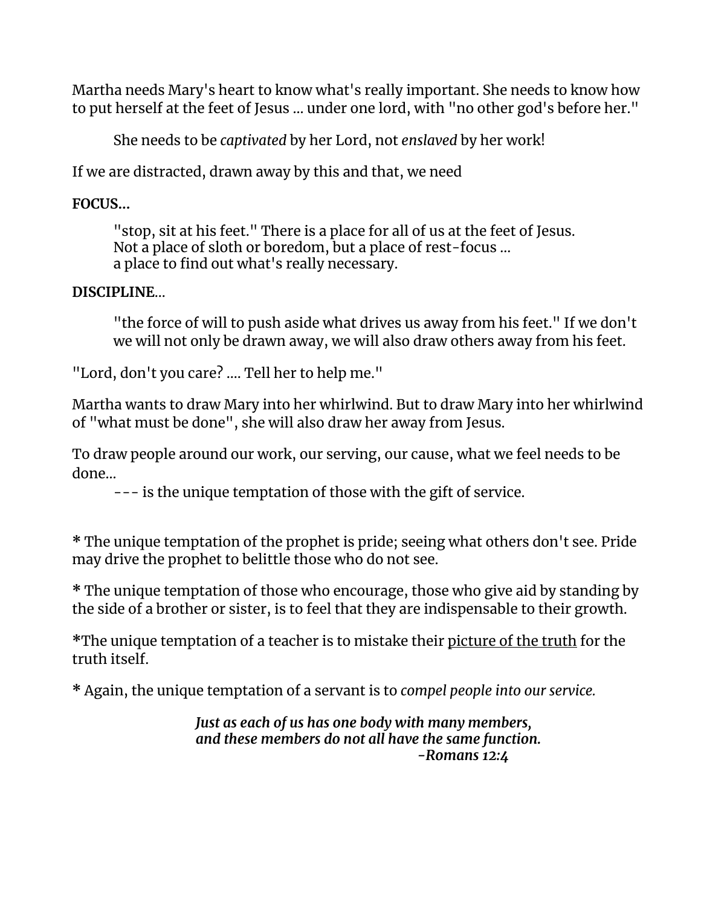Martha needs Mary's heart to know what's really important. She needs to know how to put herself at the feet of Jesus ... under one lord, with "no other god's before her."

> She needs to be *captivated* by her Lord, not *enslaved* by her work!

If we are distracted, drawn away by this and that, we need

**FOCUS...**

> "stop, sit at his feet." There is a place for all of us at the feet of Jesus.
> Not a place of sloth or boredom, but a place of rest-focus ...
> a place to find out what's really necessary.

**DISCIPLINE...**

> "the force of will to push aside what drives us away from his feet." If we don't we will not only be drawn away, we will also draw others away from his feet.

"Lord, don't you care? .... Tell her to help me."

Martha wants to draw Mary into her whirlwind. But to draw Mary into her whirlwind of "what must be done", she will also draw her away from Jesus.

To draw people around our work, our serving, our cause, what we feel needs to be done...
--- is the unique temptation of those with the gift of service.

**\*** The unique temptation of the prophet is pride; seeing what others don't see. Pride may drive the prophet to belittle those who do not see.

**\*** The unique temptation of those who encourage, those who give aid by standing by the side of a brother or sister, is to feel that they are indispensable to their growth.

**\***The unique temptation of a teacher is to mistake their <u>picture of the truth</u> for the truth itself.

**\*** Again, the unique temptation of a servant is to *compel people into our service.*

***Just as each of us has one body with many members,***
***and these members do not all have the same function.***
***-Romans 12:4***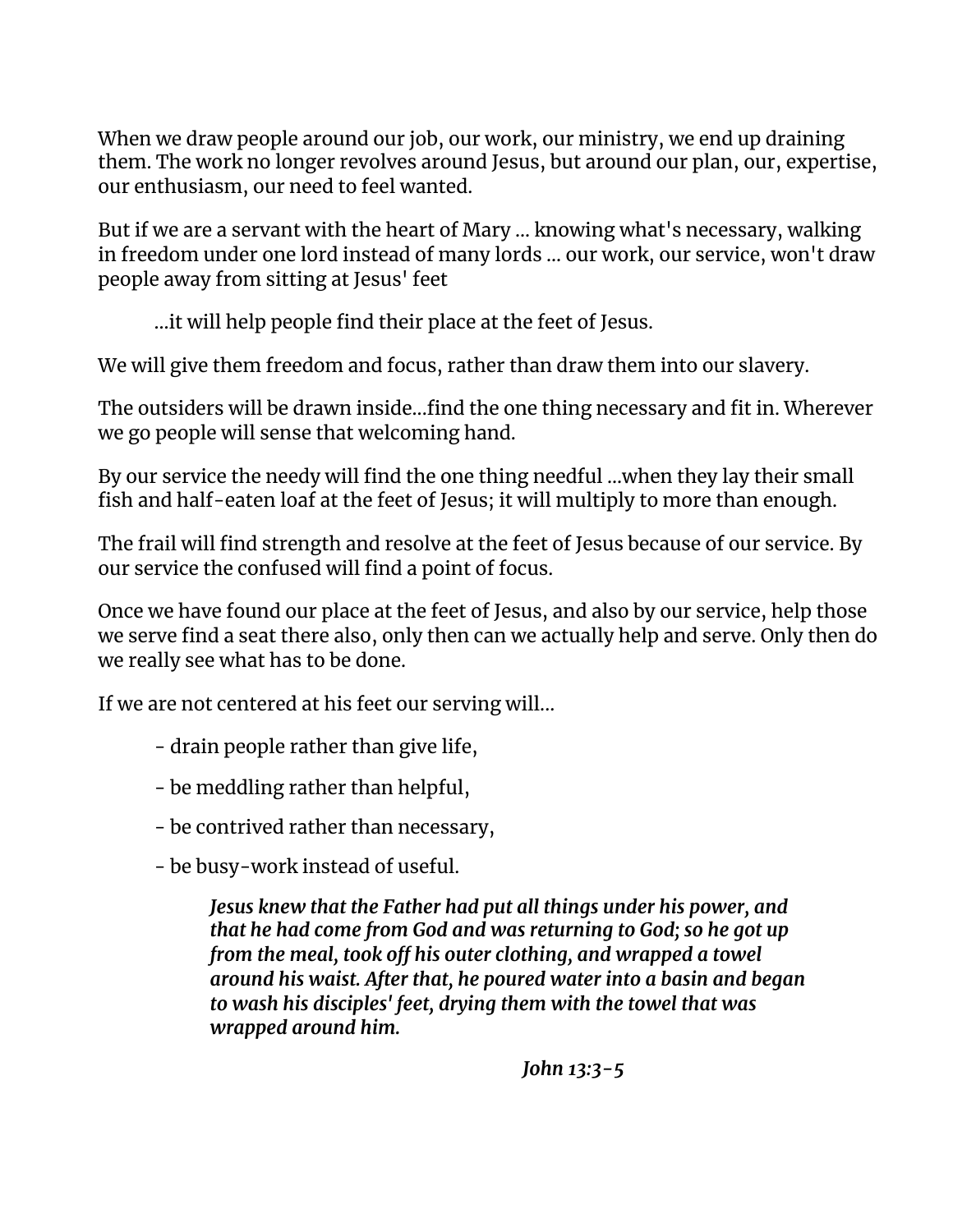When we draw people around our job, our work, our ministry, we end up draining them. The work no longer revolves around Jesus, but around our plan, our, expertise, our enthusiasm, our need to feel wanted.

But if we are a servant with the heart of Mary ... knowing what's necessary, walking in freedom under one lord instead of many lords ... our work, our service, won't draw people away from sitting at Jesus' feet

> ...it will help people find their place at the feet of Jesus.

We will give them freedom and focus, rather than draw them into our slavery.

The outsiders will be drawn inside...find the one thing necessary and fit in. Wherever we go people will sense that welcoming hand.

By our service the needy will find the one thing needful ...when they lay their small fish and half-eaten loaf at the feet of Jesus; it will multiply to more than enough.

The frail will find strength and resolve at the feet of Jesus because of our service. By our service the confused will find a point of focus.

Once we have found our place at the feet of Jesus, and also by our service, help those we serve find a seat there also, only then can we actually help and serve. Only then do we really see what has to be done.

If we are not centered at his feet our serving will...

- drain people rather than give life,
- be meddling rather than helpful,
- be contrived rather than necessary,
- be busy-work instead of useful.

> ***Jesus knew that the Father had put all things under his power, and that he had come from God and was returning to God; so he got up from the meal, took off his outer clothing, and wrapped a towel around his waist. After that, he poured water into a basin and began to wash his disciples' feet, drying them with the towel that was wrapped around him.***
>
> ***John 13:3-5***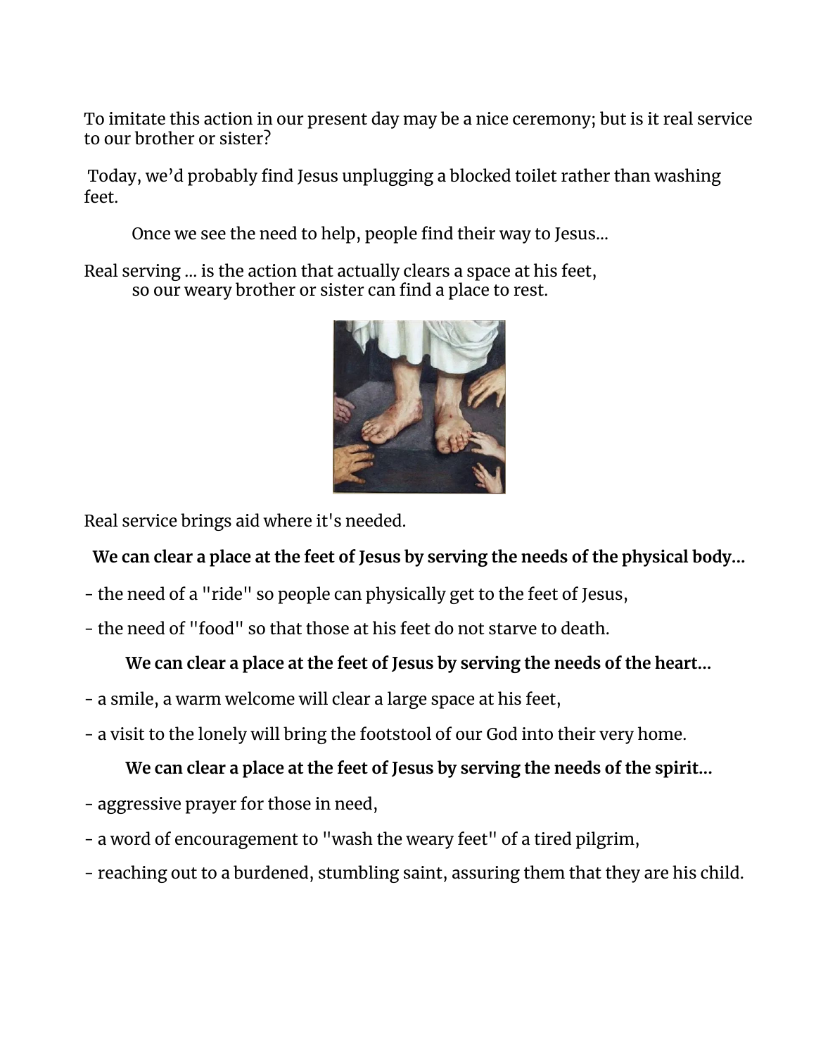To imitate this action in our present day may be a nice ceremony; but is it real service to our brother or sister?

Today, we'd probably find Jesus unplugging a blocked toilet rather than washing feet.

Once we see the need to help, people find their way to Jesus...

Real serving ... is the action that actually clears a space at his feet,
so our weary brother or sister can find a place to rest.

Real service brings aid where it's needed.

**We can clear a place at the feet of Jesus by serving the needs of the physical body...**

- the need of a "ride" so people can physically get to the feet of Jesus,
- the need of "food" so that those at his feet do not starve to death.

**We can clear a place at the feet of Jesus by serving the needs of the heart...**

- a smile, a warm welcome will clear a large space at his feet,
- a visit to the lonely will bring the footstool of our God into their very home.

**We can clear a place at the feet of Jesus by serving the needs of the spirit...**

- aggressive prayer for those in need,
- a word of encouragement to "wash the weary feet" of a tired pilgrim,
- reaching out to a burdened, stumbling saint, assuring them that they are his child.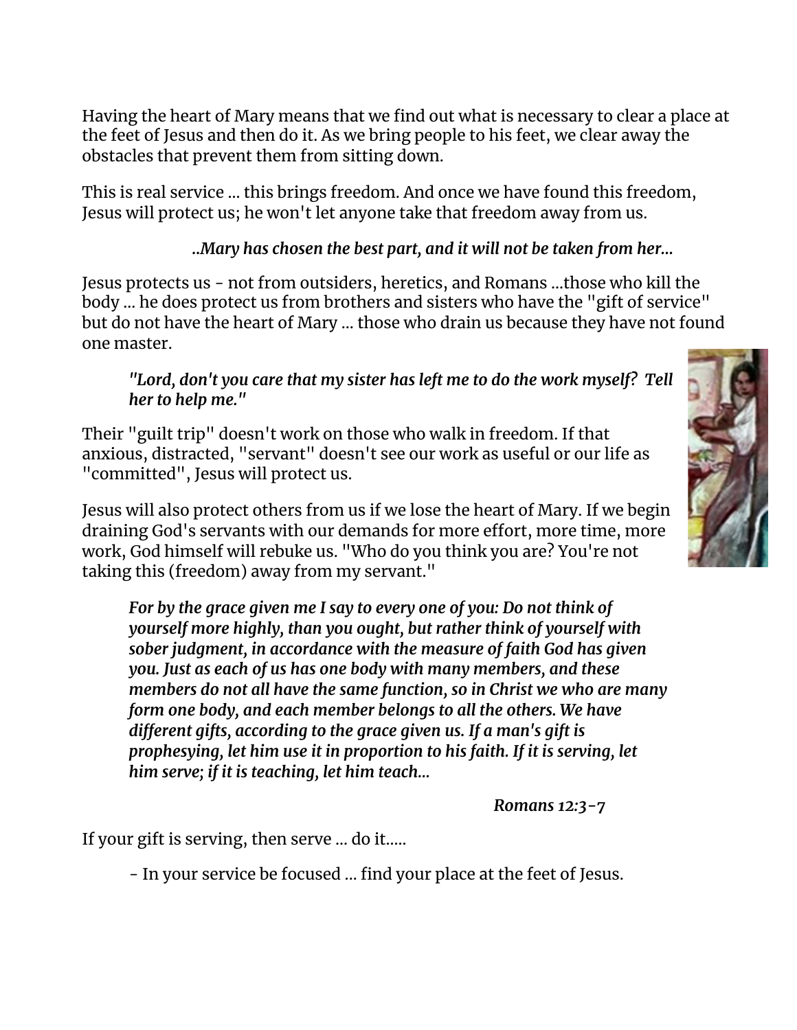Having the heart of Mary means that we find out what is necessary to clear a place at the feet of Jesus and then do it. As we bring people to his feet, we clear away the obstacles that prevent them from sitting down.

This is real service ... this brings freedom. And once we have found this freedom, Jesus will protect us; he won't let anyone take that freedom away from us.

*..Mary has chosen the best part, and it will not be taken from her...*

Jesus protects us - not from outsiders, heretics, and Romans ...those who kill the body ... he does protect us from brothers and sisters who have the "gift of service" but do not have the heart of Mary ... those who drain us because they have not found one master.

> ***"Lord, don't you care that my sister has left me to do the work myself? Tell her to help me."***

Their "guilt trip" doesn't work on those who walk in freedom. If that anxious, distracted, "servant" doesn't see our work as useful or our life as "committed", Jesus will protect us.

Jesus will also protect others from us if we lose the heart of Mary. If we begin draining God's servants with our demands for more effort, more time, more work, God himself will rebuke us. "Who do you think you are? You're not taking this (freedom) away from my servant."

> ***For by the grace given me I say to every one of you: Do not think of yourself more highly, than you ought, but rather think of yourself with sober judgment, in accordance with the measure of faith God has given you. Just as each of us has one body with many members, and these members do not all have the same function, so in Christ we who are many form one body, and each member belongs to all the others. We have different gifts, according to the grace given us. If a man's gift is prophesying, let him use it in proportion to his faith. If it is serving, let him serve; if it is teaching, let him teach...***
>
> ***Romans 12:3-7***

If your gift is serving, then serve ... do it.....

- In your service be focused ... find your place at the feet of Jesus.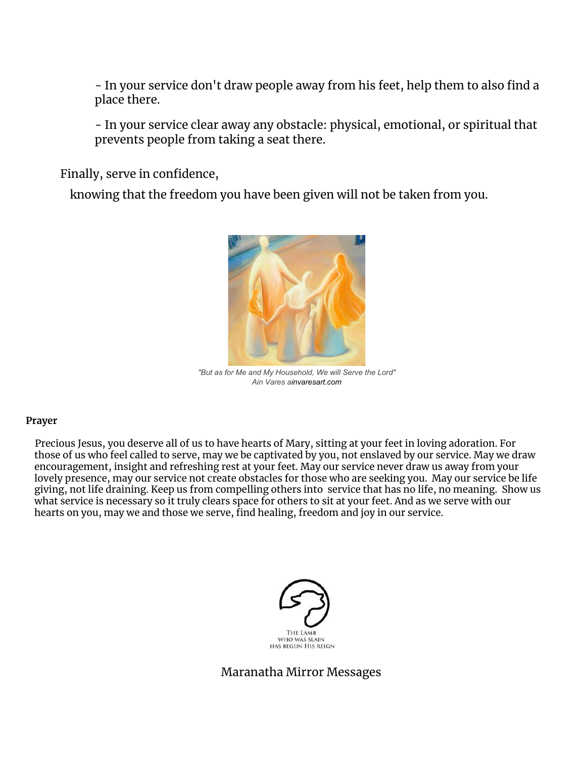- In your service don't draw people away from his feet, help them to also find a place there.

- In your service clear away any obstacle: physical, emotional, or spiritual that prevents people from taking a seat there.

Finally, serve in confidence,

knowing that the freedom you have been given will not be taken from you.

*"But as for Me and My Household, We will Serve the Lord"*
*Ain Vares ainvaresart.com*

**Prayer**

Precious Jesus, you deserve all of us to have hearts of Mary, sitting at your feet in loving adoration. For those of us who feel called to serve, may we be captivated by you, not enslaved by our service. May we draw encouragement, insight and refreshing rest at your feet. May our service never draw us away from your lovely presence, may our service not create obstacles for those who are seeking you. May our service be life giving, not life draining. Keep us from compelling others into service that has no life, no meaning. Show us what service is necessary so it truly clears space for others to sit at your feet. And as we serve with our hearts on you, may we and those we serve, find healing, freedom and joy in our service.

The Lamb who was slain has begun His reign

Maranatha Mirror Messages